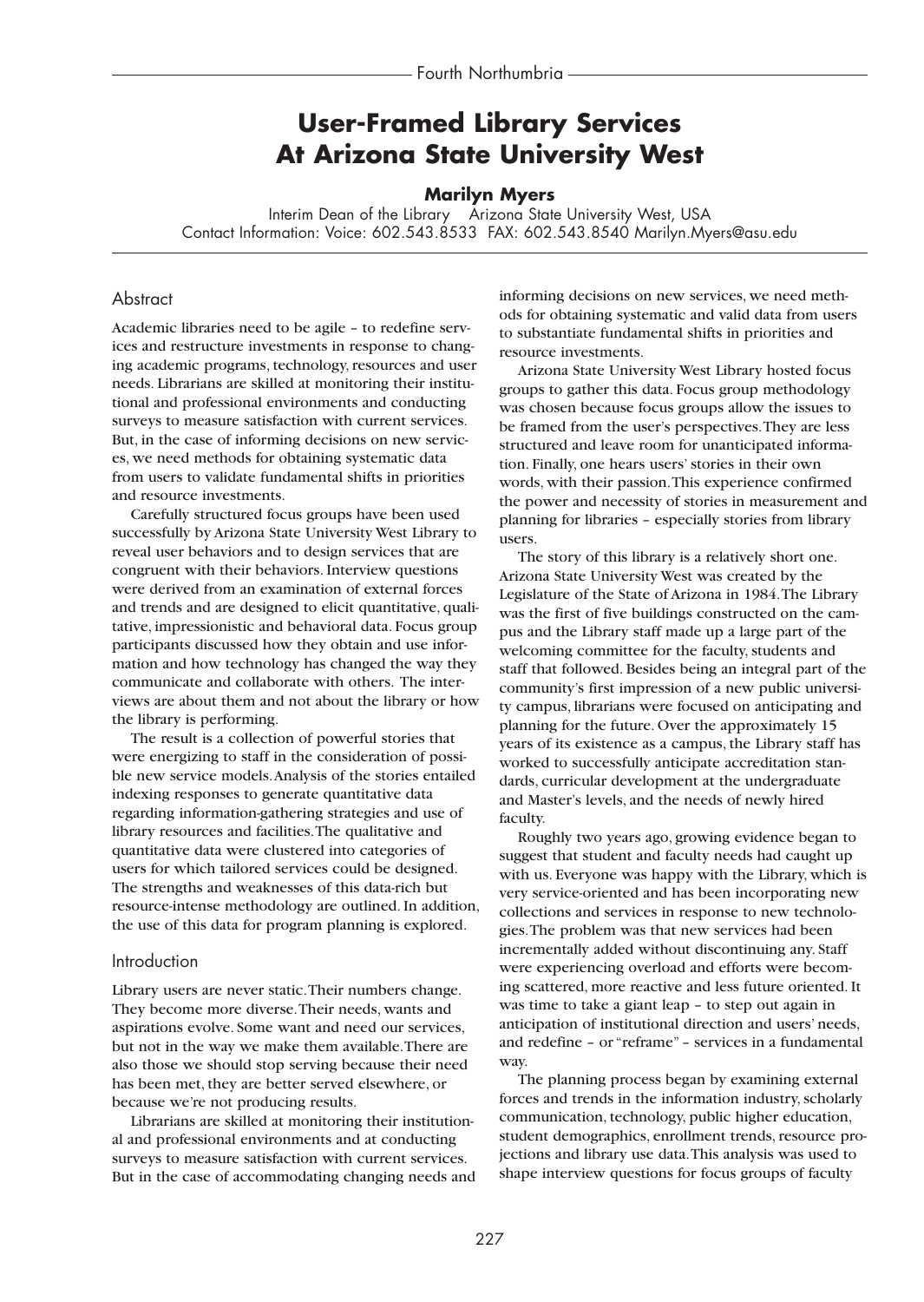# User-Framed Library Services At Arizona State University West

**Marilyn Myers**

Interim Dean of the Library Arizona State University West, USA
Contact Information: Voice: 602.543.8533 FAX: 602.543.8540 Marilyn.Myers@asu.edu

## Abstract

Academic libraries need to be agile – to redefine services and restructure investments in response to changing academic programs, technology, resources and user needs. Librarians are skilled at monitoring their institutional and professional environments and conducting surveys to measure satisfaction with current services. But, in the case of informing decisions on new services, we need methods for obtaining systematic data from users to validate fundamental shifts in priorities and resource investments.

Carefully structured focus groups have been used successfully by Arizona State University West Library to reveal user behaviors and to design services that are congruent with their behaviors. Interview questions were derived from an examination of external forces and trends and are designed to elicit quantitative, qualitative, impressionistic and behavioral data. Focus group participants discussed how they obtain and use information and how technology has changed the way they communicate and collaborate with others. The interviews are about them and not about the library or how the library is performing.

The result is a collection of powerful stories that were energizing to staff in the consideration of possible new service models. Analysis of the stories entailed indexing responses to generate quantitative data regarding information-gathering strategies and use of library resources and facilities. The qualitative and quantitative data were clustered into categories of users for which tailored services could be designed. The strengths and weaknesses of this data-rich but resource-intense methodology are outlined. In addition, the use of this data for program planning is explored.

## Introduction

Library users are never static. Their numbers change. They become more diverse. Their needs, wants and aspirations evolve. Some want and need our services, but not in the way we make them available. There are also those we should stop serving because their need has been met, they are better served elsewhere, or because we're not producing results.

Librarians are skilled at monitoring their institutional and professional environments and at conducting surveys to measure satisfaction with current services. But in the case of accommodating changing needs and informing decisions on new services, we need methods for obtaining systematic and valid data from users to substantiate fundamental shifts in priorities and resource investments.

Arizona State University West Library hosted focus groups to gather this data. Focus group methodology was chosen because focus groups allow the issues to be framed from the user's perspectives. They are less structured and leave room for unanticipated information. Finally, one hears users' stories in their own words, with their passion. This experience confirmed the power and necessity of stories in measurement and planning for libraries – especially stories from library users.

The story of this library is a relatively short one. Arizona State University West was created by the Legislature of the State of Arizona in 1984. The Library was the first of five buildings constructed on the campus and the Library staff made up a large part of the welcoming committee for the faculty, students and staff that followed. Besides being an integral part of the community's first impression of a new public university campus, librarians were focused on anticipating and planning for the future. Over the approximately 15 years of its existence as a campus, the Library staff has worked to successfully anticipate accreditation standards, curricular development at the undergraduate and Master's levels, and the needs of newly hired faculty.

Roughly two years ago, growing evidence began to suggest that student and faculty needs had caught up with us. Everyone was happy with the Library, which is very service-oriented and has been incorporating new collections and services in response to new technologies. The problem was that new services had been incrementally added without discontinuing any. Staff were experiencing overload and efforts were becoming scattered, more reactive and less future oriented. It was time to take a giant leap – to step out again in anticipation of institutional direction and users' needs, and redefine – or "reframe" – services in a fundamental way.

The planning process began by examining external forces and trends in the information industry, scholarly communication, technology, public higher education, student demographics, enrollment trends, resource projections and library use data. This analysis was used to shape interview questions for focus groups of faculty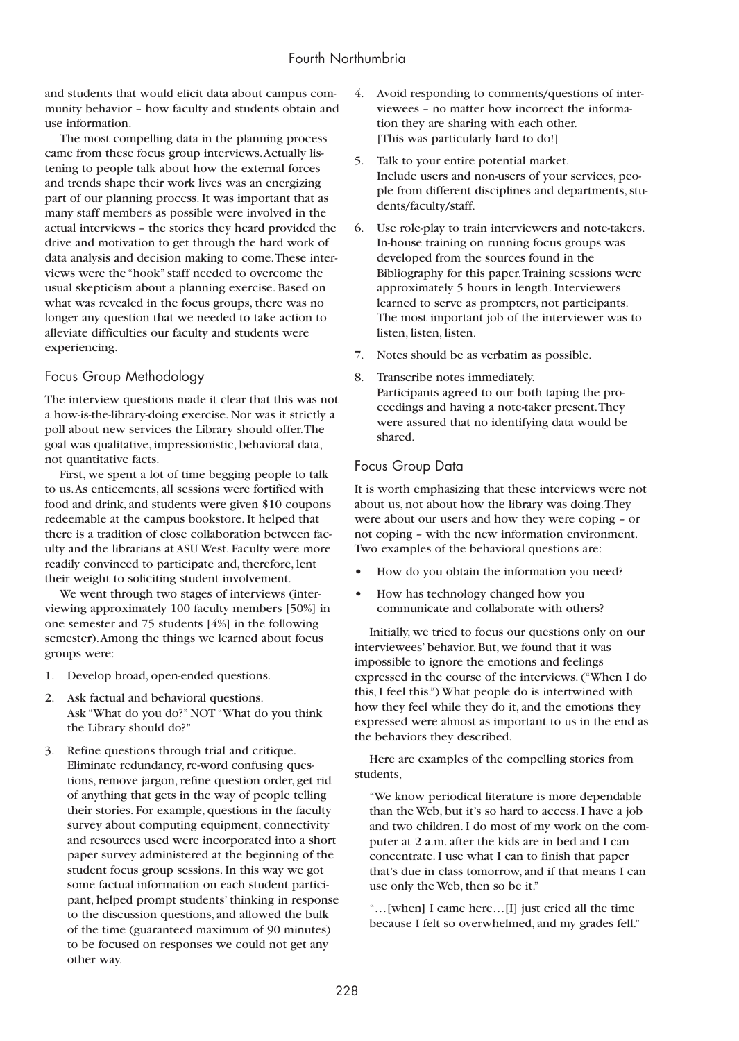and students that would elicit data about campus community behavior – how faculty and students obtain and use information.

The most compelling data in the planning process came from these focus group interviews. Actually listening to people talk about how the external forces and trends shape their work lives was an energizing part of our planning process. It was important that as many staff members as possible were involved in the actual interviews – the stories they heard provided the drive and motivation to get through the hard work of data analysis and decision making to come. These interviews were the "hook" staff needed to overcome the usual skepticism about a planning exercise. Based on what was revealed in the focus groups, there was no longer any question that we needed to take action to alleviate difficulties our faculty and students were experiencing.

## Focus Group Methodology

The interview questions made it clear that this was not a how-is-the-library-doing exercise. Nor was it strictly a poll about new services the Library should offer. The goal was qualitative, impressionistic, behavioral data, not quantitative facts.

First, we spent a lot of time begging people to talk to us. As enticements, all sessions were fortified with food and drink, and students were given $10 coupons redeemable at the campus bookstore. It helped that there is a tradition of close collaboration between faculty and the librarians at ASU West. Faculty were more readily convinced to participate and, therefore, lent their weight to soliciting student involvement.

We went through two stages of interviews (interviewing approximately 100 faculty members [50%] in one semester and 75 students [4%] in the following semester). Among the things we learned about focus groups were:

1. Develop broad, open-ended questions.
2. Ask factual and behavioral questions.
   Ask "What do you do?" NOT "What do you think the Library should do?"
3. Refine questions through trial and critique.
   Eliminate redundancy, re-word confusing questions, remove jargon, refine question order, get rid of anything that gets in the way of people telling their stories. For example, questions in the faculty survey about computing equipment, connectivity and resources used were incorporated into a short paper survey administered at the beginning of the student focus group sessions. In this way we got some factual information on each student participant, helped prompt students' thinking in response to the discussion questions, and allowed the bulk of the time (guaranteed maximum of 90 minutes) to be focused on responses we could not get any other way.
4. Avoid responding to comments/questions of interviewees – no matter how incorrect the information they are sharing with each other.
   [This was particularly hard to do!]
5. Talk to your entire potential market.
   Include users and non-users of your services, people from different disciplines and departments, students/faculty/staff.
6. Use role-play to train interviewers and note-takers.
   In-house training on running focus groups was developed from the sources found in the Bibliography for this paper. Training sessions were approximately 5 hours in length. Interviewers learned to serve as prompters, not participants. The most important job of the interviewer was to listen, listen, listen.
7. Notes should be as verbatim as possible.
8. Transcribe notes immediately.
   Participants agreed to our both taping the proceedings and having a note-taker present. They were assured that no identifying data would be shared.

## Focus Group Data

It is worth emphasizing that these interviews were not about us, not about how the library was doing. They were about our users and how they were coping – or not coping – with the new information environment. Two examples of the behavioral questions are:

- How do you obtain the information you need?
- How has technology changed how you communicate and collaborate with others?

Initially, we tried to focus our questions only on our interviewees' behavior. But, we found that it was impossible to ignore the emotions and feelings expressed in the course of the interviews. ("When I do this, I feel this.") What people do is intertwined with how they feel while they do it, and the emotions they expressed were almost as important to us in the end as the behaviors they described.

Here are examples of the compelling stories from students,

> "We know periodical literature is more dependable than the Web, but it's so hard to access. I have a job and two children. I do most of my work on the computer at 2 a.m. after the kids are in bed and I can concentrate. I use what I can to finish that paper that's due in class tomorrow, and if that means I can use only the Web, then so be it."

> "…[when] I came here…[I] just cried all the time because I felt so overwhelmed, and my grades fell."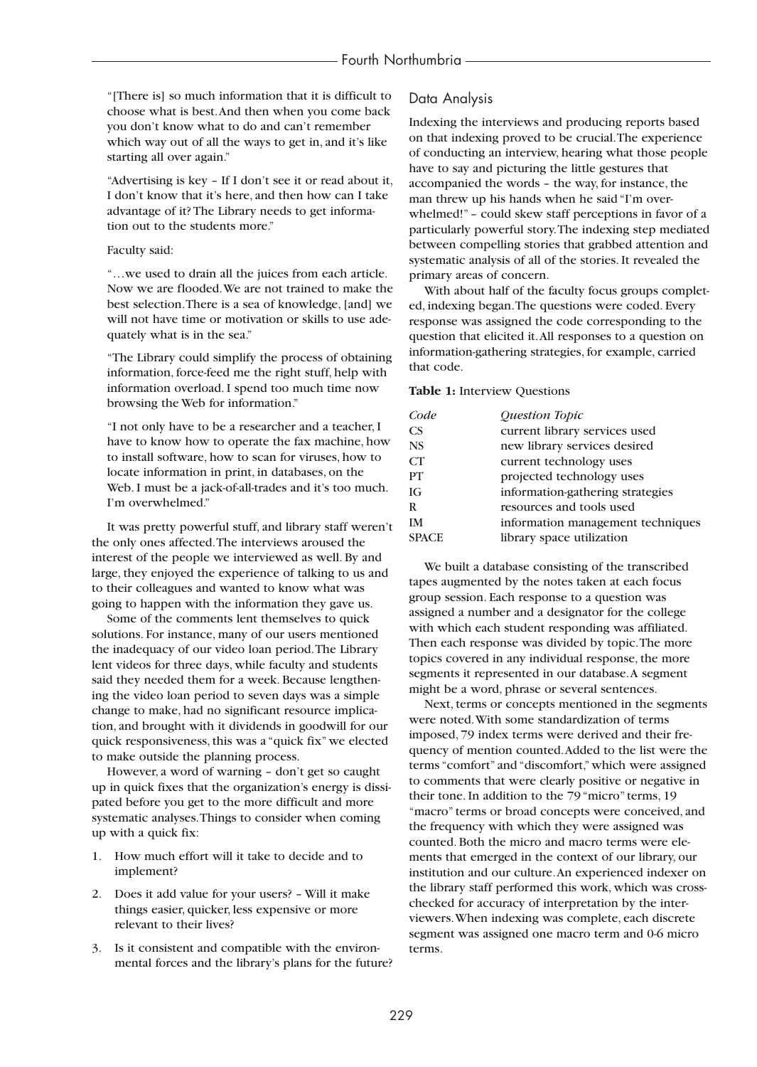"[There is] so much information that it is difficult to choose what is best. And then when you come back you don't know what to do and can't remember which way out of all the ways to get in, and it's like starting all over again."

"Advertising is key – If I don't see it or read about it, I don't know that it's here, and then how can I take advantage of it? The Library needs to get information out to the students more."

Faculty said:

"…we used to drain all the juices from each article. Now we are flooded. We are not trained to make the best selection. There is a sea of knowledge, [and] we will not have time or motivation or skills to use adequately what is in the sea."

"The Library could simplify the process of obtaining information, force-feed me the right stuff, help with information overload. I spend too much time now browsing the Web for information."

"I not only have to be a researcher and a teacher, I have to know how to operate the fax machine, how to install software, how to scan for viruses, how to locate information in print, in databases, on the Web. I must be a jack-of-all-trades and it's too much. I'm overwhelmed."

It was pretty powerful stuff, and library staff weren't the only ones affected. The interviews aroused the interest of the people we interviewed as well. By and large, they enjoyed the experience of talking to us and to their colleagues and wanted to know what was going to happen with the information they gave us.

Some of the comments lent themselves to quick solutions. For instance, many of our users mentioned the inadequacy of our video loan period. The Library lent videos for three days, while faculty and students said they needed them for a week. Because lengthening the video loan period to seven days was a simple change to make, had no significant resource implication, and brought with it dividends in goodwill for our quick responsiveness, this was a "quick fix" we elected to make outside the planning process.

However, a word of warning – don't get so caught up in quick fixes that the organization's energy is dissipated before you get to the more difficult and more systematic analyses. Things to consider when coming up with a quick fix:

1. How much effort will it take to decide and to implement?
2. Does it add value for your users? – Will it make things easier, quicker, less expensive or more relevant to their lives?
3. Is it consistent and compatible with the environmental forces and the library's plans for the future?

## Data Analysis

Indexing the interviews and producing reports based on that indexing proved to be crucial. The experience of conducting an interview, hearing what those people have to say and picturing the little gestures that accompanied the words – the way, for instance, the man threw up his hands when he said "I'm overwhelmed!" – could skew staff perceptions in favor of a particularly powerful story. The indexing step mediated between compelling stories that grabbed attention and systematic analysis of all of the stories. It revealed the primary areas of concern.

With about half of the faculty focus groups completed, indexing began. The questions were coded. Every response was assigned the code corresponding to the question that elicited it. All responses to a question on information-gathering strategies, for example, carried that code.

**Table 1:** Interview Questions

| *Code* | *Question Topic* |
|---|---|
| CS | current library services used |
| NS | new library services desired |
| CT | current technology uses |
| PT | projected technology uses |
| IG | information-gathering strategies |
| R | resources and tools used |
| IM | information management techniques |
| SPACE | library space utilization |

We built a database consisting of the transcribed tapes augmented by the notes taken at each focus group session. Each response to a question was assigned a number and a designator for the college with which each student responding was affiliated. Then each response was divided by topic. The more topics covered in any individual response, the more segments it represented in our database. A segment might be a word, phrase or several sentences.

Next, terms or concepts mentioned in the segments were noted. With some standardization of terms imposed, 79 index terms were derived and their frequency of mention counted. Added to the list were the terms "comfort" and "discomfort," which were assigned to comments that were clearly positive or negative in their tone. In addition to the 79 "micro" terms, 19 "macro" terms or broad concepts were conceived, and the frequency with which they were assigned was counted. Both the micro and macro terms were elements that emerged in the context of our library, our institution and our culture. An experienced indexer on the library staff performed this work, which was cross-checked for accuracy of interpretation by the interviewers. When indexing was complete, each discrete segment was assigned one macro term and 0-6 micro terms.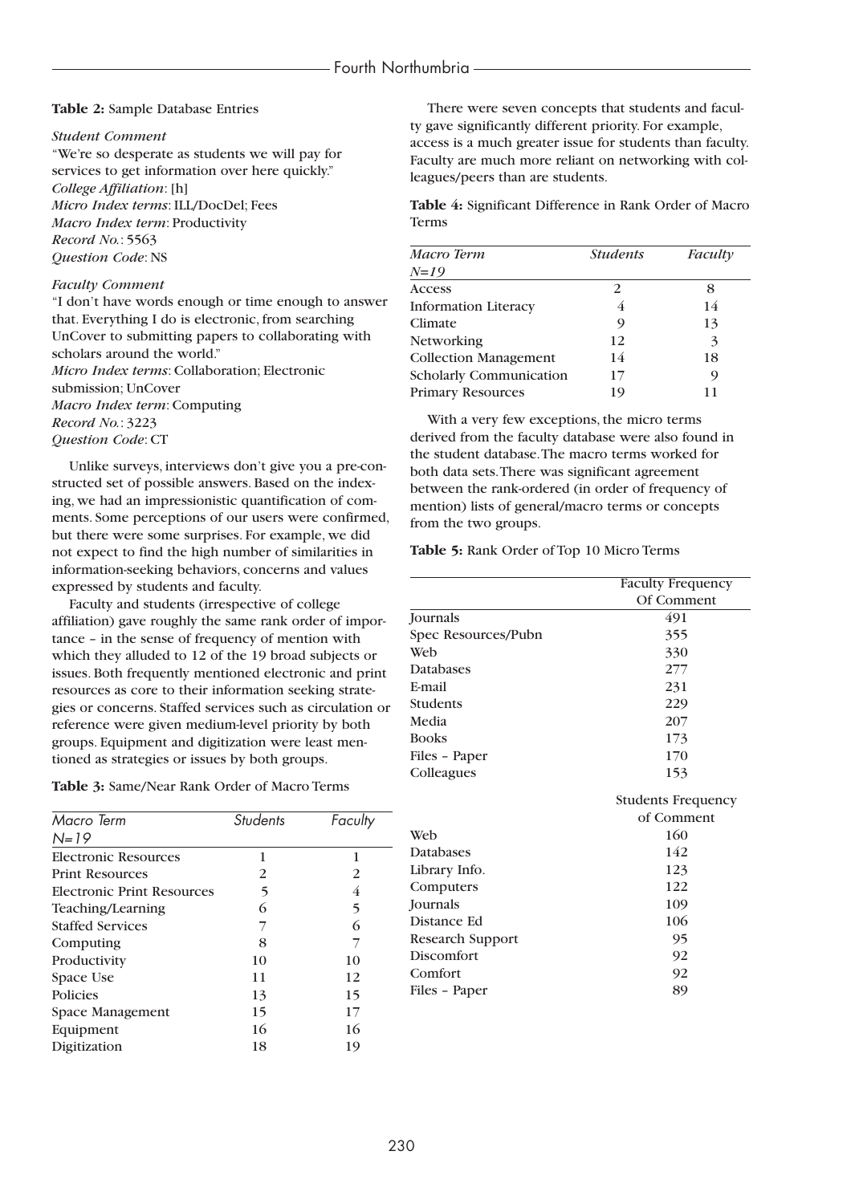**Table 2:** Sample Database Entries

*Student Comment*
"We're so desperate as students we will pay for services to get information over here quickly."
*College Affiliation*: [h]
*Micro Index terms*: ILL/DocDel; Fees
*Macro Index term*: Productivity
*Record No.*: 5563
*Question Code*: NS

*Faculty Comment*
"I don't have words enough or time enough to answer that. Everything I do is electronic, from searching UnCover to submitting papers to collaborating with scholars around the world."
*Micro Index terms*: Collaboration; Electronic submission; UnCover
*Macro Index term*: Computing
*Record No.*: 3223
*Question Code*: CT

Unlike surveys, interviews don't give you a pre-constructed set of possible answers. Based on the indexing, we had an impressionistic quantification of comments. Some perceptions of our users were confirmed, but there were some surprises. For example, we did not expect to find the high number of similarities in information-seeking behaviors, concerns and values expressed by students and faculty.

Faculty and students (irrespective of college affiliation) gave roughly the same rank order of importance – in the sense of frequency of mention with which they alluded to 12 of the 19 broad subjects or issues. Both frequently mentioned electronic and print resources as core to their information seeking strategies or concerns. Staffed services such as circulation or reference were given medium-level priority by both groups. Equipment and digitization were least mentioned as strategies or issues by both groups.

**Table 3:** Same/Near Rank Order of Macro Terms

| *Macro Term N=19* | *Students* | *Faculty* |
|---|---|---|
| Electronic Resources | 1 | 1 |
| Print Resources | 2 | 2 |
| Electronic Print Resources | 5 | 4 |
| Teaching/Learning | 6 | 5 |
| Staffed Services | 7 | 6 |
| Computing | 8 | 7 |
| Productivity | 10 | 10 |
| Space Use | 11 | 12 |
| Policies | 13 | 15 |
| Space Management | 15 | 17 |
| Equipment | 16 | 16 |
| Digitization | 18 | 19 |

There were seven concepts that students and faculty gave significantly different priority. For example, access is a much greater issue for students than faculty. Faculty are much more reliant on networking with colleagues/peers than are students.

**Table 4:** Significant Difference in Rank Order of Macro Terms

| *Macro Term N=19* | *Students* | *Faculty* |
|---|---|---|
| Access | 2 | 8 |
| Information Literacy | 4 | 14 |
| Climate | 9 | 13 |
| Networking | 12 | 3 |
| Collection Management | 14 | 18 |
| Scholarly Communication | 17 | 9 |
| Primary Resources | 19 | 11 |

With a very few exceptions, the micro terms derived from the faculty database were also found in the student database. The macro terms worked for both data sets. There was significant agreement between the rank-ordered (in order of frequency of mention) lists of general/macro terms or concepts from the two groups.

**Table 5:** Rank Order of Top 10 Micro Terms

| | Faculty Frequency Of Comment |
|---|---|
| Journals | 491 |
| Spec Resources/Pubn | 355 |
| Web | 330 |
| Databases | 277 |
| E-mail | 231 |
| Students | 229 |
| Media | 207 |
| Books | 173 |
| Files – Paper | 170 |
| Colleagues | 153 |
| | **Students Frequency of Comment** |
| Web | 160 |
| Databases | 142 |
| Library Info. | 123 |
| Computers | 122 |
| Journals | 109 |
| Distance Ed | 106 |
| Research Support | 95 |
| Discomfort | 92 |
| Comfort | 92 |
| Files – Paper | 89 |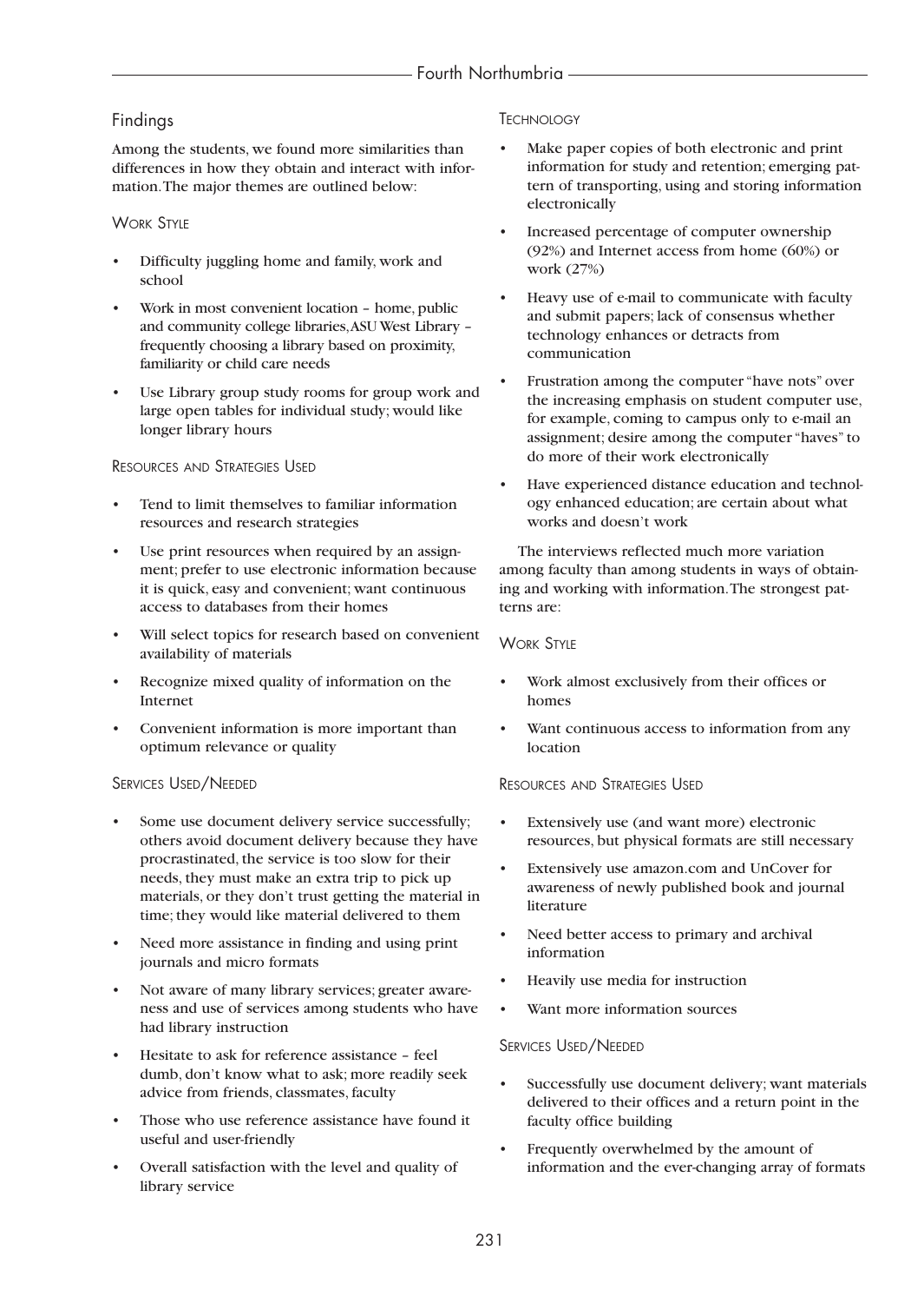## Findings

Among the students, we found more similarities than differences in how they obtain and interact with information. The major themes are outlined below:

### Work Style

- Difficulty juggling home and family, work and school
- Work in most convenient location – home, public and community college libraries, ASU West Library – frequently choosing a library based on proximity, familiarity or child care needs
- Use Library group study rooms for group work and large open tables for individual study; would like longer library hours

### Resources and Strategies Used

- Tend to limit themselves to familiar information resources and research strategies
- Use print resources when required by an assignment; prefer to use electronic information because it is quick, easy and convenient; want continuous access to databases from their homes
- Will select topics for research based on convenient availability of materials
- Recognize mixed quality of information on the Internet
- Convenient information is more important than optimum relevance or quality

### Services Used/Needed

- Some use document delivery service successfully; others avoid document delivery because they have procrastinated, the service is too slow for their needs, they must make an extra trip to pick up materials, or they don't trust getting the material in time; they would like material delivered to them
- Need more assistance in finding and using print journals and micro formats
- Not aware of many library services; greater awareness and use of services among students who have had library instruction
- Hesitate to ask for reference assistance – feel dumb, don't know what to ask; more readily seek advice from friends, classmates, faculty
- Those who use reference assistance have found it useful and user-friendly
- Overall satisfaction with the level and quality of library service

### Technology

- Make paper copies of both electronic and print information for study and retention; emerging pattern of transporting, using and storing information electronically
- Increased percentage of computer ownership (92%) and Internet access from home (60%) or work (27%)
- Heavy use of e-mail to communicate with faculty and submit papers; lack of consensus whether technology enhances or detracts from communication
- Frustration among the computer "have nots" over the increasing emphasis on student computer use, for example, coming to campus only to e-mail an assignment; desire among the computer "haves" to do more of their work electronically
- Have experienced distance education and technology enhanced education; are certain about what works and doesn't work

The interviews reflected much more variation among faculty than among students in ways of obtaining and working with information. The strongest patterns are:

### Work Style

- Work almost exclusively from their offices or homes
- Want continuous access to information from any location

### Resources and Strategies Used

- Extensively use (and want more) electronic resources, but physical formats are still necessary
- Extensively use amazon.com and UnCover for awareness of newly published book and journal literature
- Need better access to primary and archival information
- Heavily use media for instruction
- Want more information sources

### Services Used/Needed

- Successfully use document delivery; want materials delivered to their offices and a return point in the faculty office building
- Frequently overwhelmed by the amount of information and the ever-changing array of formats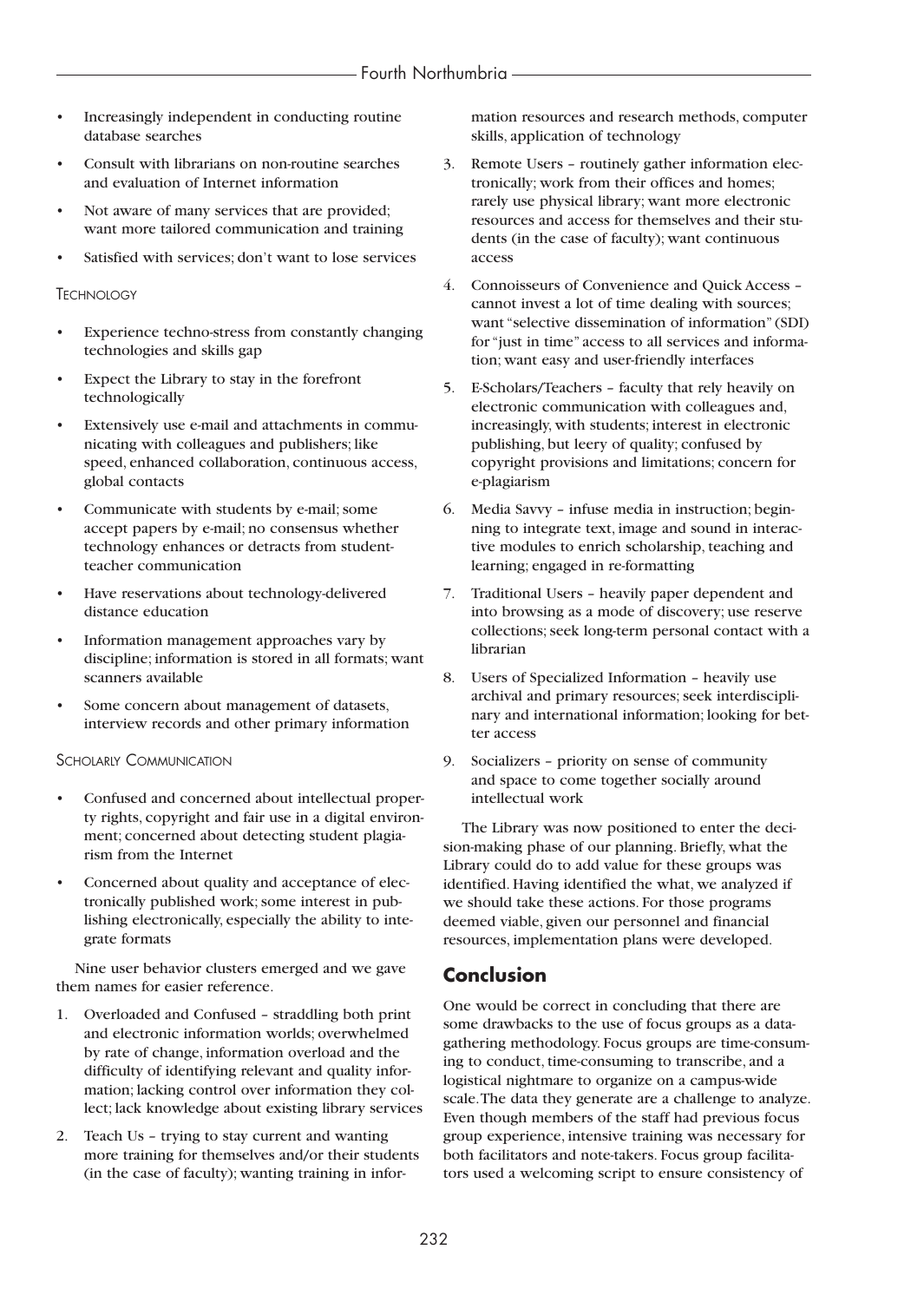- Increasingly independent in conducting routine database searches
- Consult with librarians on non-routine searches and evaluation of Internet information
- Not aware of many services that are provided; want more tailored communication and training
- Satisfied with services; don't want to lose services

#### Technology

- Experience techno-stress from constantly changing technologies and skills gap
- Expect the Library to stay in the forefront technologically
- Extensively use e-mail and attachments in communicating with colleagues and publishers; like speed, enhanced collaboration, continuous access, global contacts
- Communicate with students by e-mail; some accept papers by e-mail; no consensus whether technology enhances or detracts from student-teacher communication
- Have reservations about technology-delivered distance education
- Information management approaches vary by discipline; information is stored in all formats; want scanners available
- Some concern about management of datasets, interview records and other primary information

#### Scholarly Communication

- Confused and concerned about intellectual property rights, copyright and fair use in a digital environment; concerned about detecting student plagiarism from the Internet
- Concerned about quality and acceptance of electronically published work; some interest in publishing electronically, especially the ability to integrate formats

Nine user behavior clusters emerged and we gave them names for easier reference.

1. Overloaded and Confused – straddling both print and electronic information worlds; overwhelmed by rate of change, information overload and the difficulty of identifying relevant and quality information; lacking control over information they collect; lack knowledge about existing library services
2. Teach Us – trying to stay current and wanting more training for themselves and/or their students (in the case of faculty); wanting training in information resources and research methods, computer skills, application of technology
3. Remote Users – routinely gather information electronically; work from their offices and homes; rarely use physical library; want more electronic resources and access for themselves and their students (in the case of faculty); want continuous access
4. Connoisseurs of Convenience and Quick Access – cannot invest a lot of time dealing with sources; want "selective dissemination of information" (SDI) for "just in time" access to all services and information; want easy and user-friendly interfaces
5. E-Scholars/Teachers – faculty that rely heavily on electronic communication with colleagues and, increasingly, with students; interest in electronic publishing, but leery of quality; confused by copyright provisions and limitations; concern for e-plagiarism
6. Media Savvy – infuse media in instruction; beginning to integrate text, image and sound in interactive modules to enrich scholarship, teaching and learning; engaged in re-formatting
7. Traditional Users – heavily paper dependent and into browsing as a mode of discovery; use reserve collections; seek long-term personal contact with a librarian
8. Users of Specialized Information – heavily use archival and primary resources; seek interdisciplinary and international information; looking for better access
9. Socializers – priority on sense of community and space to come together socially around intellectual work

The Library was now positioned to enter the decision-making phase of our planning. Briefly, what the Library could do to add value for these groups was identified. Having identified the what, we analyzed if we should take these actions. For those programs deemed viable, given our personnel and financial resources, implementation plans were developed.

## Conclusion

One would be correct in concluding that there are some drawbacks to the use of focus groups as a data-gathering methodology. Focus groups are time-consuming to conduct, time-consuming to transcribe, and a logistical nightmare to organize on a campus-wide scale. The data they generate are a challenge to analyze. Even though members of the staff had previous focus group experience, intensive training was necessary for both facilitators and note-takers. Focus group facilitators used a welcoming script to ensure consistency of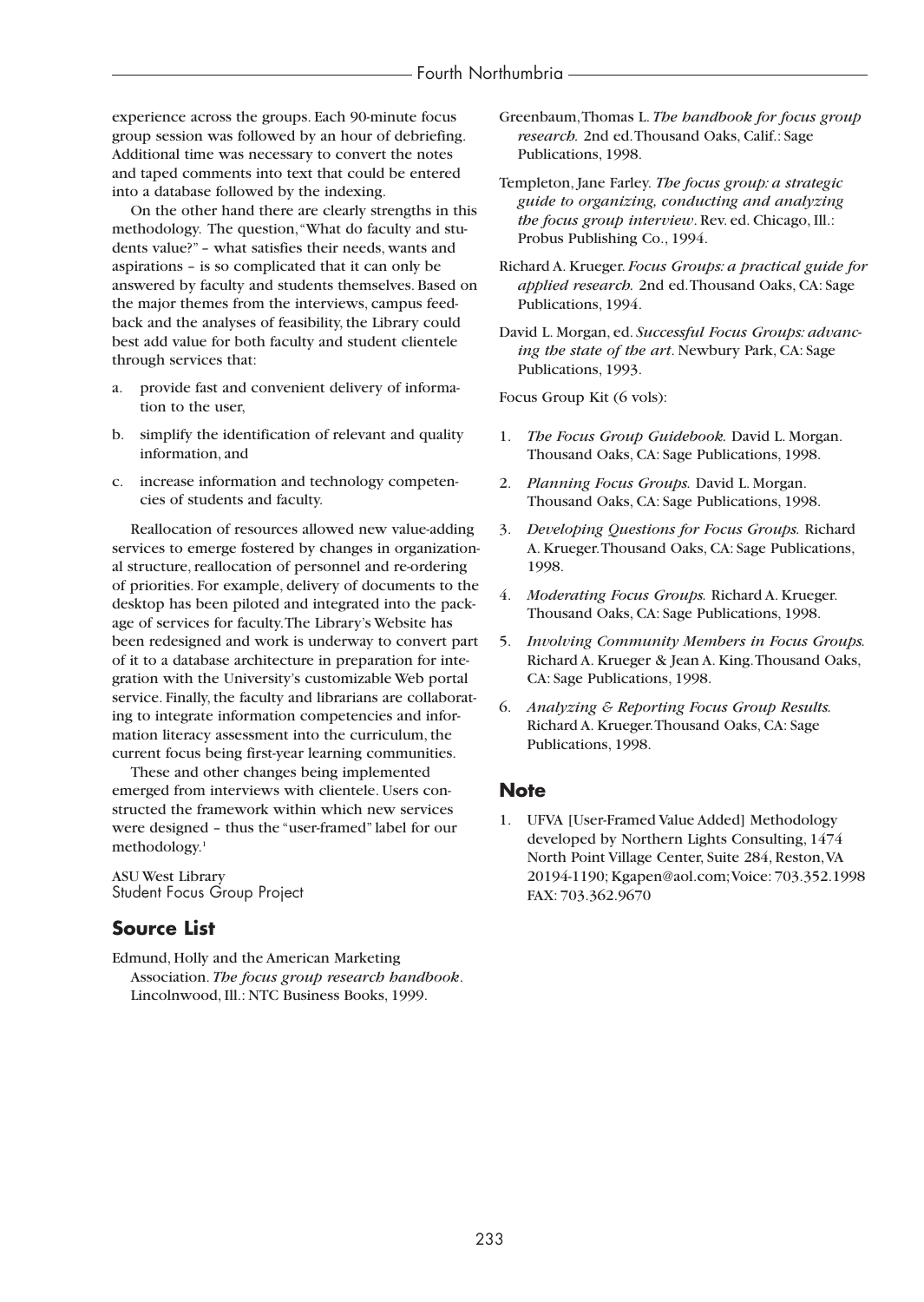experience across the groups. Each 90-minute focus group session was followed by an hour of debriefing. Additional time was necessary to convert the notes and taped comments into text that could be entered into a database followed by the indexing.

On the other hand there are clearly strengths in this methodology. The question, "What do faculty and students value?" – what satisfies their needs, wants and aspirations – is so complicated that it can only be answered by faculty and students themselves. Based on the major themes from the interviews, campus feedback and the analyses of feasibility, the Library could best add value for both faculty and student clientele through services that:

a. provide fast and convenient delivery of information to the user,

b. simplify the identification of relevant and quality information, and

c. increase information and technology competencies of students and faculty.

Reallocation of resources allowed new value-adding services to emerge fostered by changes in organizational structure, reallocation of personnel and re-ordering of priorities. For example, delivery of documents to the desktop has been piloted and integrated into the package of services for faculty. The Library's Website has been redesigned and work is underway to convert part of it to a database architecture in preparation for integration with the University's customizable Web portal service. Finally, the faculty and librarians are collaborating to integrate information competencies and information literacy assessment into the curriculum, the current focus being first-year learning communities.

These and other changes being implemented emerged from interviews with clientele. Users constructed the framework within which new services were designed – thus the "user-framed" label for our methodology.[1]

ASU West Library
Student Focus Group Project

## Source List

Edmund, Holly and the American Marketing Association. *The focus group research handbook*. Lincolnwood, Ill.: NTC Business Books, 1999.

Greenbaum, Thomas L. *The handbook for focus group research.* 2nd ed. Thousand Oaks, Calif.: Sage Publications, 1998.

Templeton, Jane Farley. *The focus group: a strategic guide to organizing, conducting and analyzing the focus group interview*. Rev. ed. Chicago, Ill.: Probus Publishing Co., 1994.

Richard A. Krueger. *Focus Groups: a practical guide for applied research.* 2nd ed. Thousand Oaks, CA: Sage Publications, 1994.

David L. Morgan, ed. *Successful Focus Groups: advancing the state of the art*. Newbury Park, CA: Sage Publications, 1993.

Focus Group Kit (6 vols):

1. *The Focus Group Guidebook.* David L. Morgan. Thousand Oaks, CA: Sage Publications, 1998.
2. *Planning Focus Groups.* David L. Morgan. Thousand Oaks, CA: Sage Publications, 1998.
3. *Developing Questions for Focus Groups.* Richard A. Krueger. Thousand Oaks, CA: Sage Publications, 1998.
4. *Moderating Focus Groups.* Richard A. Krueger. Thousand Oaks, CA: Sage Publications, 1998.
5. *Involving Community Members in Focus Groups.* Richard A. Krueger & Jean A. King. Thousand Oaks, CA: Sage Publications, 1998.
6. *Analyzing & Reporting Focus Group Results.* Richard A. Krueger. Thousand Oaks, CA: Sage Publications, 1998.

## Note

1. UFVA [User-Framed Value Added] Methodology developed by Northern Lights Consulting, 1474 North Point Village Center, Suite 284, Reston, VA 20194-1190; Kgapen@aol.com; Voice: 703.352.1998 FAX: 703.362.9670